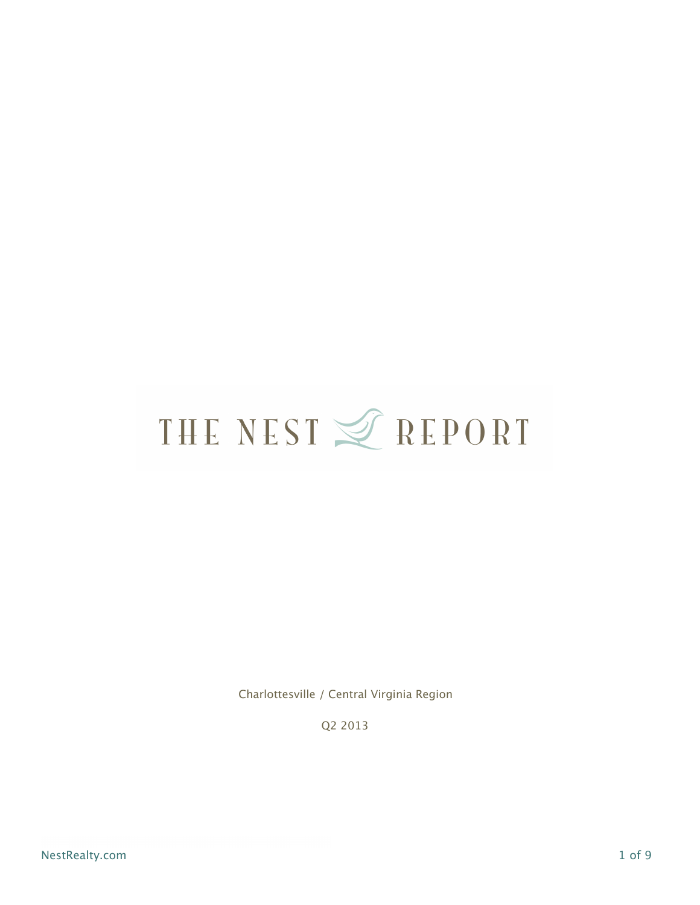# THE NEST REPORT

Charlottesville / Central Virginia Region

Q2 2013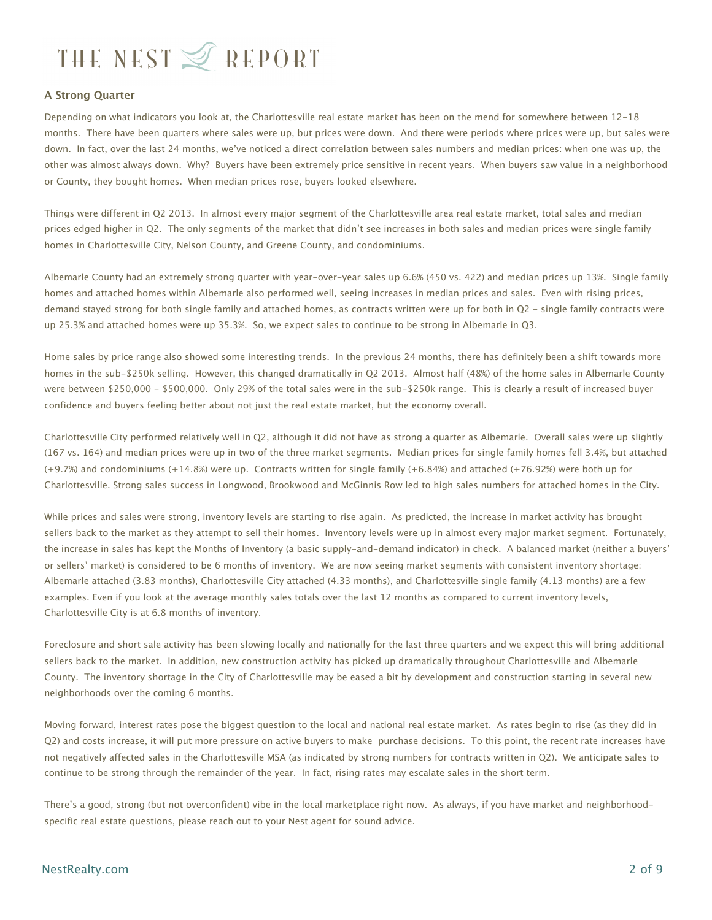## A Strong Quarter

Depending on what indicators you look at, the Charlottesville real estate market has been on the mend for somewhere between 12-18 months. There have been quarters where sales were up, but prices were down. And there were periods where prices were up, but sales were down. In fact, over the last 24 months, we've noticed a direct correlation between sales numbers and median prices: when one was up, the other was almost always down. Why? Buyers have been extremely price sensitive in recent years. When buyers saw value in a neighborhood or County, they bought homes. When median prices rose, buyers looked elsewhere.

Things were different in Q2 2013. In almost every major segment of the Charlottesville area real estate market, total sales and median prices edged higher in Q2. The only segments of the market that didn't see increases in both sales and median prices were single family homes in Charlottesville City, Nelson County, and Greene County, and condominiums.

Albemarle County had an extremely strong quarter with year-over-year sales up 6.6% (450 vs. 422) and median prices up 13%. Single family homes and attached homes within Albemarle also performed well, seeing increases in median prices and sales. Even with rising prices, demand stayed strong for both single family and attached homes, as contracts written were up for both in Q2 - single family contracts were up 25.3% and attached homes were up 35.3%. So, we expect sales to continue to be strong in Albemarle in Q3.

Home sales by price range also showed some interesting trends. In the previous 24 months, there has definitely been a shift towards more homes in the sub-$250k selling. However, this changed dramatically in Q2 2013. Almost half (48%) of the home sales in Albemarle County were between $250,000 - $500,000. Only 29% of the total sales were in the sub-$250k range. This is clearly a result of increased buyer confidence and buyers feeling better about not just the real estate market, but the economy overall.

Charlottesville City performed relatively well in Q2, although it did not have as strong a quarter as Albemarle. Overall sales were up slightly (167 vs. 164) and median prices were up in two of the three market segments. Median prices for single family homes fell 3.4%, but attached (+9.7%) and condominiums (+14.8%) were up. Contracts written for single family (+6.84%) and attached (+76.92%) were both up for Charlottesville. Strong sales success in Longwood, Brookwood and McGinnis Row led to high sales numbers for attached homes in the City.

While prices and sales were strong, inventory levels are starting to rise again. As predicted, the increase in market activity has brought sellers back to the market as they attempt to sell their homes. Inventory levels were up in almost every major market segment. Fortunately, the increase in sales has kept the Months of Inventory (a basic supply-and-demand indicator) in check. A balanced market (neither a buyers' or sellers' market) is considered to be 6 months of inventory. We are now seeing market segments with consistent inventory shortage: Albemarle attached (3.83 months), Charlottesville City attached (4.33 months), and Charlottesville single family (4.13 months) are a few examples. Even if you look at the average monthly sales totals over the last 12 months as compared to current inventory levels, Charlottesville City is at 6.8 months of inventory.

Foreclosure and short sale activity has been slowing locally and nationally for the last three quarters and we expect this will bring additional sellers back to the market. In addition, new construction activity has picked up dramatically throughout Charlottesville and Albemarle County. The inventory shortage in the City of Charlottesville may be eased a bit by development and construction starting in several new neighborhoods over the coming 6 months.

Moving forward, interest rates pose the biggest question to the local and national real estate market. As rates begin to rise (as they did in Q2) and costs increase, it will put more pressure on active buyers to make purchase decisions. To this point, the recent rate increases have not negatively affected sales in the Charlottesville MSA (as indicated by strong numbers for contracts written in Q2). We anticipate sales to continue to be strong through the remainder of the year. In fact, rising rates may escalate sales in the short term.

There's a good, strong (but not overconfident) vibe in the local marketplace right now. As always, if you have market and neighborhood-specific real estate questions, please reach out to your Nest agent for sound advice.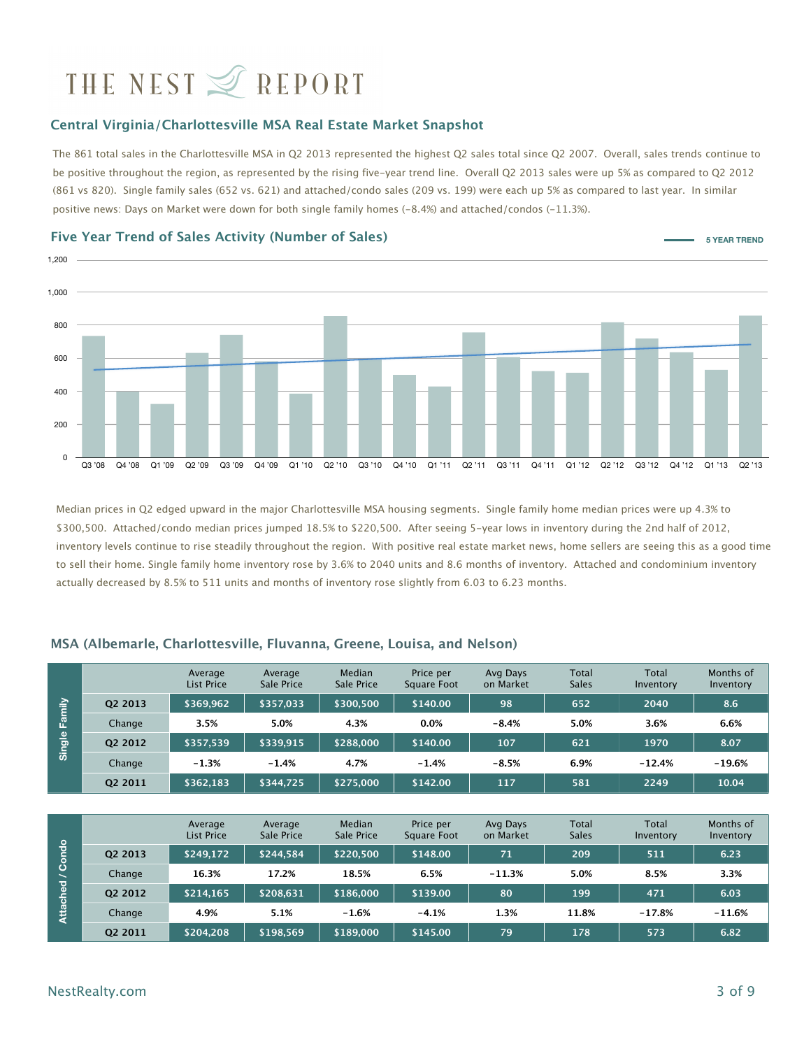# THE NEST REPORT

## Central Virginia/Charlottesville MSA Real Estate Market Snapshot

The 861 total sales in the Charlottesville MSA in Q2 2013 represented the highest Q2 sales total since Q2 2007. Overall, sales trends continue to be positive throughout the region, as represented by the rising five-year trend line. Overall Q2 2013 sales were up 5% as compared to Q2 2012 (861 vs 820). Single family sales (652 vs. 621) and attached/condo sales (209 vs. 199) were each up 5% as compared to last year. In similar positive news: Days on Market were down for both single family homes (-8.4%) and attached/condos (-11.3%).

## Five Year Trend of Sales Activity (Number of Sales)

Median prices in Q2 edged upward in the major Charlottesville MSA housing segments. Single family home median prices were up 4.3% to $300,500. Attached/condo median prices jumped 18.5% to $220,500. After seeing 5-year lows in inventory during the 2nd half of 2012, inventory levels continue to rise steadily throughout the region. With positive real estate market news, home sellers are seeing this as a good time to sell their home. Single family home inventory rose by 3.6% to 2040 units and 8.6 months of inventory. Attached and condominium inventory actually decreased by 8.5% to 511 units and months of inventory rose slightly from 6.03 to 6.23 months.

## MSA (Albemarle, Charlottesville, Fluvanna, Greene, Louisa, and Nelson)

| Single Family | | Average List Price | Average Sale Price | Median Sale Price | Price per Square Foot | Avg Days on Market | Total Sales | Total Inventory | Months of Inventory |
|---|---|---|---|---|---|---|---|---|---|
| | Q2 2013 | $369,962 | $357,033 | $300,500 | $140.00 | 98 | 652 | 2040 | 8.6 |
| | Change | 3.5% | 5.0% | 4.3% | 0.0% | -8.4% | 5.0% | 3.6% | 6.6% |
| | Q2 2012 | $357,539 | $339,915 | $288,000 | $140.00 | 107 | 621 | 1970 | 8.07 |
| | Change | -1.3% | -1.4% | 4.7% | -1.4% | -8.5% | 6.9% | -12.4% | -19.6% |
| | Q2 2011 | $362,183 | $344,725 | $275,000 | $142.00 | 117 | 581 | 2249 | 10.04 |

| Attached / Condo | | Average List Price | Average Sale Price | Median Sale Price | Price per Square Foot | Avg Days on Market | Total Sales | Total Inventory | Months of Inventory |
|---|---|---|---|---|---|---|---|---|---|
| | Q2 2013 | $249,172 | $244,584 | $220,500 | $148.00 | 71 | 209 | 511 | 6.23 |
| | Change | 16.3% | 17.2% | 18.5% | 6.5% | -11.3% | 5.0% | 8.5% | 3.3% |
| | Q2 2012 | $214,165 | $208,631 | $186,000 | $139.00 | 80 | 199 | 471 | 6.03 |
| | Change | 4.9% | 5.1% | -1.6% | -4.1% | 1.3% | 11.8% | -17.8% | -11.6% |
| | Q2 2011 | $204,208 | $198,569 | $189,000 | $145.00 | 79 | 178 | 573 | 6.82 |

NestRealty.com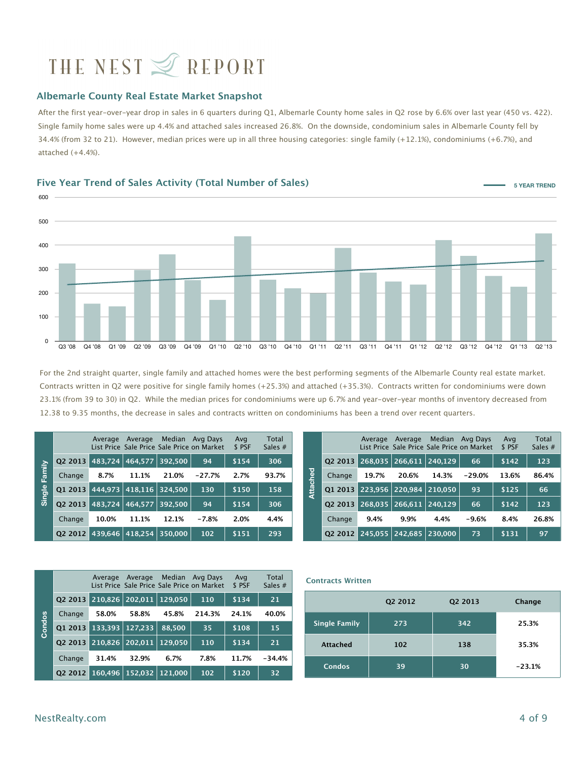# THE NEST REPORT

## Albemarle County Real Estate Market Snapshot

After the first year-over-year drop in sales in 6 quarters during Q1, Albemarle County home sales in Q2 rose by 6.6% over last year (450 vs. 422). Single family home sales were up 4.4% and attached sales increased 26.8%. On the downside, condominium sales in Albemarle County fell by 34.4% (from 32 to 21). However, median prices were up in all three housing categories: single family (+12.1%), condominiums (+6.7%), and attached (+4.4%).

## Five Year Trend of Sales Activity (Total Number of Sales)

For the 2nd straight quarter, single family and attached homes were the best performing segments of the Albemarle County real estate market. Contracts written in Q2 were positive for single family homes (+25.3%) and attached (+35.3%). Contracts written for condominiums were down 23.1% (from 39 to 30) in Q2. While the median prices for condominiums were up 6.7% and year-over-year months of inventory decreased from 12.38 to 9.35 months, the decrease in sales and contracts written on condominiums has been a trend over recent quarters.

**Single Family**

| | Average List Price | Average Sale Price | Median Sale Price | Avg Days on Market | Avg $ PSF | Total Sales # |
|---|---|---|---|---|---|---|
| Q2 2013 | 483,724 | 464,577 | 392,500 | 94 | $154 | 306 |
| Change | 8.7% | 11.1% | 21.0% | -27.7% | 2.7% | 93.7% |
| Q1 2013 | 444,973 | 418,116 | 324,500 | 130 | $150 | 158 |
| Q2 2013 | 483,724 | 464,577 | 392,500 | 94 | $154 | 306 |
| Change | 10.0% | 11.1% | 12.1% | -7.8% | 2.0% | 4.4% |
| Q2 2012 | 439,646 | 418,254 | 350,000 | 102 | $151 | 293 |

**Attached**

| | Average List Price | Average Sale Price | Median Sale Price | Avg Days on Market | Avg $ PSF | Total Sales # |
|---|---|---|---|---|---|---|
| Q2 2013 | 268,035 | 266,611 | 240,129 | 66 | $142 | 123 |
| Change | 19.7% | 20.6% | 14.3% | -29.0% | 13.6% | 86.4% |
| Q1 2013 | 223,956 | 220,984 | 210,050 | 93 | $125 | 66 |
| Q2 2013 | 268,035 | 266,611 | 240,129 | 66 | $142 | 123 |
| Change | 9.4% | 9.9% | 4.4% | -9.6% | 8.4% | 26.8% |
| Q2 2012 | 245,055 | 242,685 | 230,000 | 73 | $131 | 97 |

**Condos**

| | Average List Price | Average Sale Price | Median Sale Price | Avg Days on Market | Avg $ PSF | Total Sales # |
|---|---|---|---|---|---|---|
| Q2 2013 | 210,826 | 202,011 | 129,050 | 110 | $134 | 21 |
| Change | 58.0% | 58.8% | 45.8% | 214.3% | 24.1% | 40.0% |
| Q1 2013 | 133,393 | 127,233 | 88,500 | 35 | $108 | 15 |
| Q2 2013 | 210,826 | 202,011 | 129,050 | 110 | $134 | 21 |
| Change | 31.4% | 32.9% | 6.7% | 7.8% | 11.7% | -34.4% |
| Q2 2012 | 160,496 | 152,032 | 121,000 | 102 | $120 | 32 |

**Contracts Written**

| | Q2 2012 | Q2 2013 | Change |
|---|---|---|---|
| Single Family | 273 | 342 | 25.3% |
| Attached | 102 | 138 | 35.3% |
| Condos | 39 | 30 | -23.1% |

NestRealty.com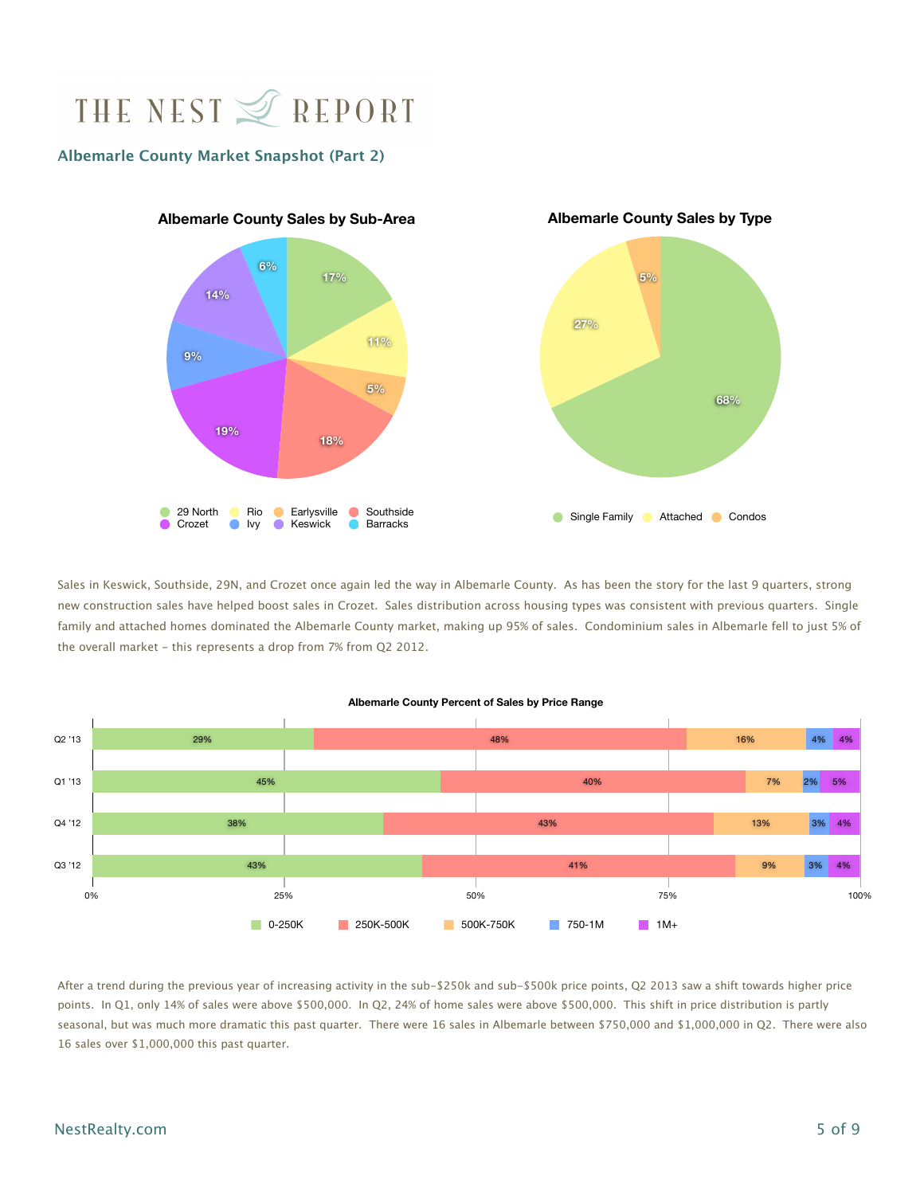# THE NEST REPORT

## Albemarle County Market Snapshot (Part 2)

**Albemarle County Sales by Sub-Area**

| Sub-Area | Percent |
|---|---|
| 29 North | 17% |
| Rio | 11% |
| Earlysville | 5% |
| Southside | 18% |
| Crozet | 19% |
| Ivy | 9% |
| Keswick | 14% |
| Barracks | 6% |

**Albemarle County Sales by Type**

| Type | Percent |
|---|---|
| Single Family | 68% |
| Attached | 27% |
| Condos | 5% |

Sales in Keswick, Southside, 29N, and Crozet once again led the way in Albemarle County. As has been the story for the last 9 quarters, strong new construction sales have helped boost sales in Crozet. Sales distribution across housing types was consistent with previous quarters. Single family and attached homes dominated the Albemarle County market, making up 95% of sales. Condominium sales in Albemarle fell to just 5% of the overall market – this represents a drop from 7% from Q2 2012.

**Albemarle County Percent of Sales by Price Range**

| Quarter | 0-250K | 250K-500K | 500K-750K | 750-1M | 1M+ |
|---|---|---|---|---|---|
| Q2 '13 | 29% | 48% | 16% | 4% | 4% |
| Q1 '13 | 45% | 40% | 7% | 2% | 5% |
| Q4 '12 | 38% | 43% | 13% | 3% | 4% |
| Q3 '12 | 43% | 41% | 9% | 3% | 4% |

After a trend during the previous year of increasing activity in the sub-$250k and sub-$500k price points, Q2 2013 saw a shift towards higher price points. In Q1, only 14% of sales were above $500,000. In Q2, 24% of home sales were above $500,000. This shift in price distribution is partly seasonal, but was much more dramatic this past quarter. There were 16 sales in Albemarle between $750,000 and $1,000,000 in Q2. There were also 16 sales over $1,000,000 this past quarter.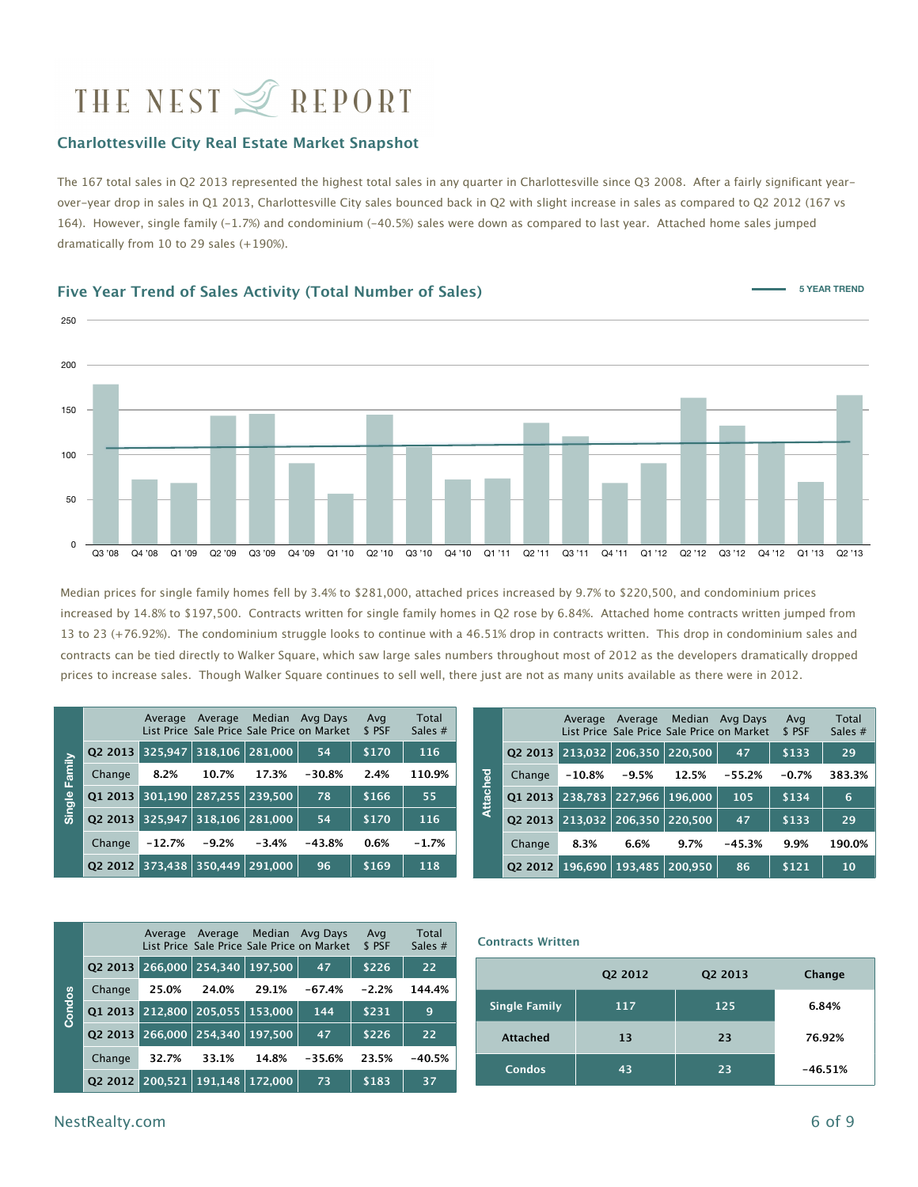# THE NEST REPORT

## Charlottesville City Real Estate Market Snapshot

The 167 total sales in Q2 2013 represented the highest total sales in any quarter in Charlottesville since Q3 2008. After a fairly significant year-over-year drop in sales in Q1 2013, Charlottesville City sales bounced back in Q2 with slight increase in sales as compared to Q2 2012 (167 vs 164). However, single family (-1.7%) and condominium (-40.5%) sales were down as compared to last year. Attached home sales jumped dramatically from 10 to 29 sales (+190%).

### Five Year Trend of Sales Activity (Total Number of Sales)

5 YEAR TREND

250
200
150
100
50
0

Q3 '08 Q4 '08 Q1 '09 Q2 '09 Q3 '09 Q4 '09 Q1 '10 Q2 '10 Q3 '10 Q4 '10 Q1 '11 Q2 '11 Q3 '11 Q4 '11 Q1 '12 Q2 '12 Q3 '12 Q4 '12 Q1 '13 Q2 '13

Median prices for single family homes fell by 3.4% to $281,000, attached prices increased by 9.7% to $220,500, and condominium prices increased by 14.8% to $197,500. Contracts written for single family homes in Q2 rose by 6.84%. Attached home contracts written jumped from 13 to 23 (+76.92%). The condominium struggle looks to continue with a 46.51% drop in contracts written. This drop in condominium sales and contracts can be tied directly to Walker Square, which saw large sales numbers throughout most of 2012 as the developers dramatically dropped prices to increase sales. Though Walker Square continues to sell well, there just are not as many units available as there were in 2012.

**Single Family**

| | Average List Price | Average Sale Price | Median Sale Price | Avg Days on Market | Avg $ PSF | Total Sales # |
|---|---|---|---|---|---|---|
| Q2 2013 | 325,947 | 318,106 | 281,000 | 54 | $170 | 116 |
| Change | 8.2% | 10.7% | 17.3% | -30.8% | 2.4% | 110.9% |
| Q1 2013 | 301,190 | 287,255 | 239,500 | 78 | $166 | 55 |
| Q2 2013 | 325,947 | 318,106 | 281,000 | 54 | $170 | 116 |
| Change | -12.7% | -9.2% | -3.4% | -43.8% | 0.6% | -1.7% |
| Q2 2012 | 373,438 | 350,449 | 291,000 | 96 | $169 | 118 |

**Attached**

| | Average List Price | Average Sale Price | Median Sale Price | Avg Days on Market | Avg $ PSF | Total Sales # |
|---|---|---|---|---|---|---|
| Q2 2013 | 213,032 | 206,350 | 220,500 | 47 | $133 | 29 |
| Change | -10.8% | -9.5% | 12.5% | -55.2% | -0.7% | 383.3% |
| Q1 2013 | 238,783 | 227,966 | 196,000 | 105 | $134 | 6 |
| Q2 2013 | 213,032 | 206,350 | 220,500 | 47 | $133 | 29 |
| Change | 8.3% | 6.6% | 9.7% | -45.3% | 9.9% | 190.0% |
| Q2 2012 | 196,690 | 193,485 | 200,950 | 86 | $121 | 10 |

**Condos**

| | Average List Price | Average Sale Price | Median Sale Price | Avg Days on Market | Avg $ PSF | Total Sales # |
|---|---|---|---|---|---|---|
| Q2 2013 | 266,000 | 254,340 | 197,500 | 47 | $226 | 22 |
| Change | 25.0% | 24.0% | 29.1% | -67.4% | -2.2% | 144.4% |
| Q1 2013 | 212,800 | 205,055 | 153,000 | 144 | $231 | 9 |
| Q2 2013 | 266,000 | 254,340 | 197,500 | 47 | $226 | 22 |
| Change | 32.7% | 33.1% | 14.8% | -35.6% | 23.5% | -40.5% |
| Q2 2012 | 200,521 | 191,148 | 172,000 | 73 | $183 | 37 |

**Contracts Written**

| | Q2 2012 | Q2 2013 | Change |
|---|---|---|---|
| Single Family | 117 | 125 | 6.84% |
| Attached | 13 | 23 | 76.92% |
| Condos | 43 | 23 | -46.51% |

NestRealty.com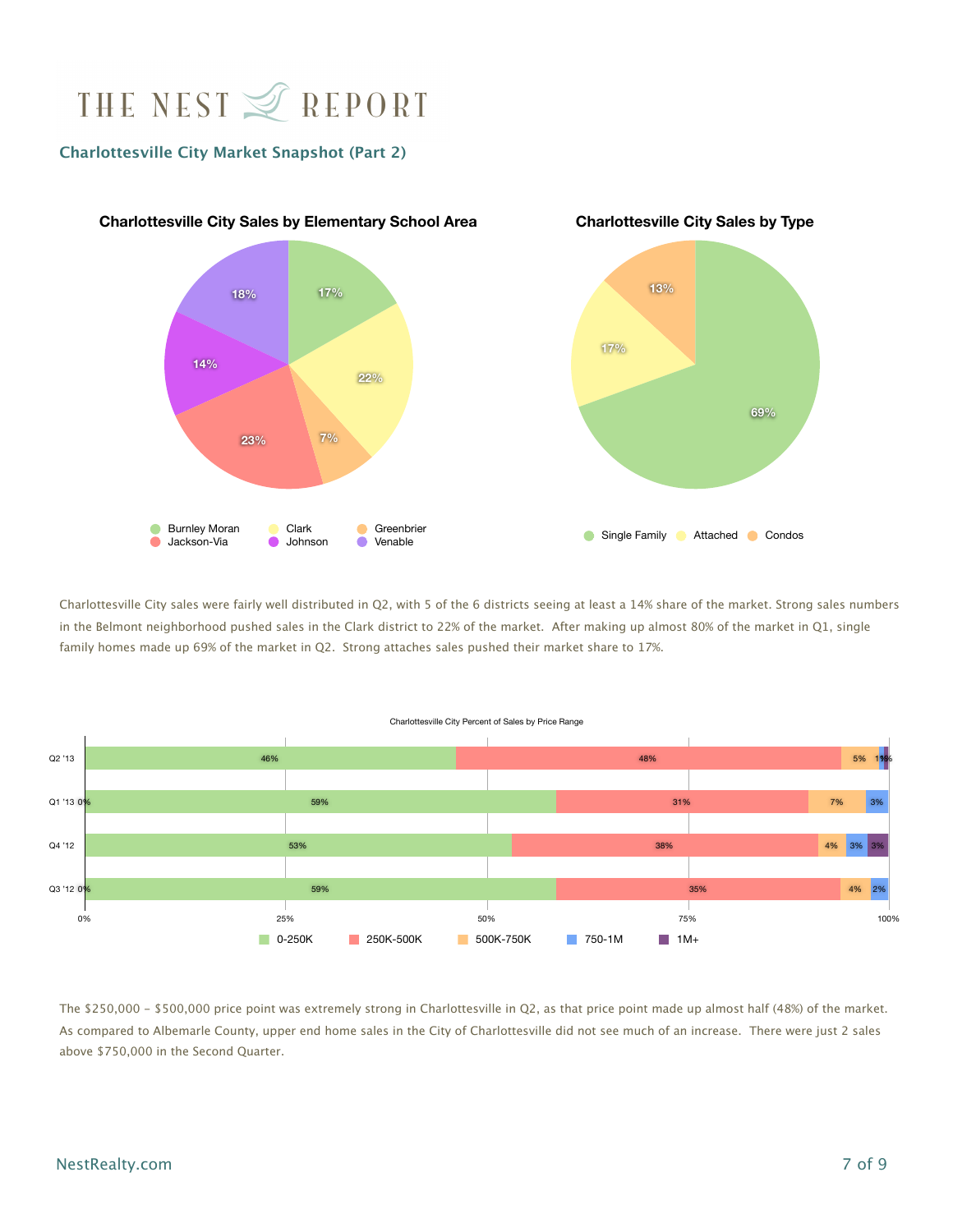# THE NEST REPORT

## Charlottesville City Market Snapshot (Part 2)

**Charlottesville City Sales by Elementary School Area**

| School Area | Share |
|---|---|
| Burnley Moran | 17% |
| Clark | 22% |
| Greenbrier | 7% |
| Jackson-Via | 23% |
| Johnson | 14% |
| Venable | 18% |

**Charlottesville City Sales by Type**

| Type | Share |
|---|---|
| Single Family | 69% |
| Attached | 17% |
| Condos | 13% |

Charlottesville City sales were fairly well distributed in Q2, with 5 of the 6 districts seeing at least a 14% share of the market. Strong sales numbers in the Belmont neighborhood pushed sales in the Clark district to 22% of the market. After making up almost 80% of the market in Q1, single family homes made up 69% of the market in Q2. Strong attaches sales pushed their market share to 17%.

**Charlottesville City Percent of Sales by Price Range**

| Quarter | 0-250K | 250K-500K | 500K-750K | 750-1M | 1M+ |
|---|---|---|---|---|---|
| Q2 '13 | 46% | 48% | 5% | 1% | 1% |
| Q1 '13 | 59% | 31% | 7% | 3% | 0% |
| Q4 '12 | 53% | 38% | 4% | 3% | 3% |
| Q3 '12 | 59% | 35% | 4% | 2% | 0% |

The $250,000 – $500,000 price point was extremely strong in Charlottesville in Q2, as that price point made up almost half (48%) of the market. As compared to Albemarle County, upper end home sales in the City of Charlottesville did not see much of an increase. There were just 2 sales above $750,000 in the Second Quarter.

NestRealty.com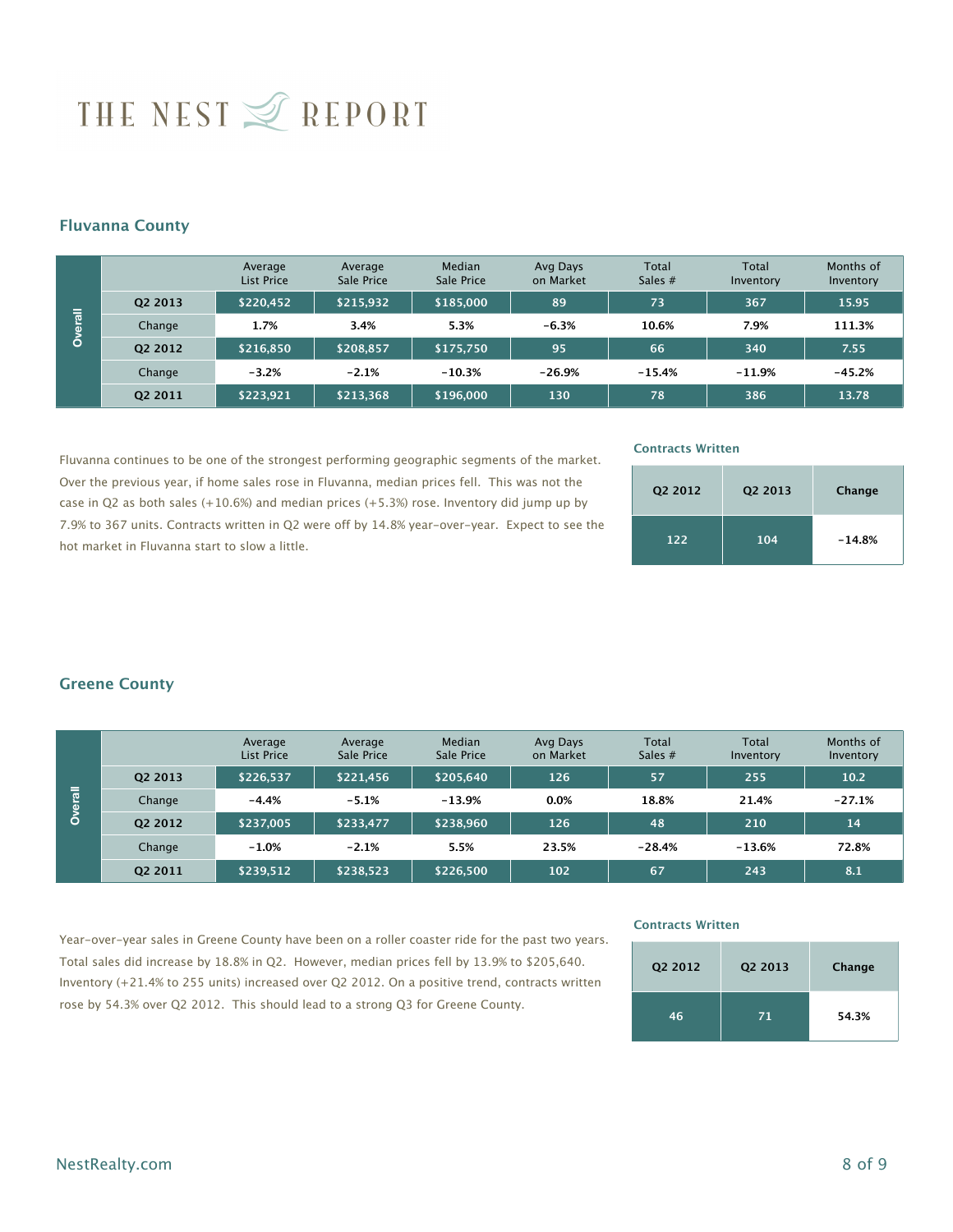# THE NEST REPORT

## Fluvanna County

| Overall | Average List Price | Average Sale Price | Median Sale Price | Avg Days on Market | Total Sales # | Total Inventory | Months of Inventory |
|---|---|---|---|---|---|---|---|
| Q2 2013 | $220,452 | $215,932 | $185,000 | 89 | 73 | 367 | 15.95 |
| Change | 1.7% | 3.4% | 5.3% | -6.3% | 10.6% | 7.9% | 111.3% |
| Q2 2012 | $216,850 | $208,857 | $175,750 | 95 | 66 | 340 | 7.55 |
| Change | -3.2% | -2.1% | -10.3% | -26.9% | -15.4% | -11.9% | -45.2% |
| Q2 2011 | $223,921 | $213,368 | $196,000 | 130 | 78 | 386 | 13.78 |

Fluvanna continues to be one of the strongest performing geographic segments of the market. Over the previous year, if home sales rose in Fluvanna, median prices fell. This was not the case in Q2 as both sales (+10.6%) and median prices (+5.3%) rose. Inventory did jump up by 7.9% to 367 units. Contracts written in Q2 were off by 14.8% year-over-year. Expect to see the hot market in Fluvanna start to slow a little.

**Contracts Written**

| Q2 2012 | Q2 2013 | Change |
|---|---|---|
| 122 | 104 | -14.8% |

## Greene County

| Overall | Average List Price | Average Sale Price | Median Sale Price | Avg Days on Market | Total Sales # | Total Inventory | Months of Inventory |
|---|---|---|---|---|---|---|---|
| Q2 2013 | $226,537 | $221,456 | $205,640 | 126 | 57 | 255 | 10.2 |
| Change | -4.4% | -5.1% | -13.9% | 0.0% | 18.8% | 21.4% | -27.1% |
| Q2 2012 | $237,005 | $233,477 | $238,960 | 126 | 48 | 210 | 14 |
| Change | -1.0% | -2.1% | 5.5% | 23.5% | -28.4% | -13.6% | 72.8% |
| Q2 2011 | $239,512 | $238,523 | $226,500 | 102 | 67 | 243 | 8.1 |

Year-over-year sales in Greene County have been on a roller coaster ride for the past two years. Total sales did increase by 18.8% in Q2. However, median prices fell by 13.9% to $205,640. Inventory (+21.4% to 255 units) increased over Q2 2012. On a positive trend, contracts written rose by 54.3% over Q2 2012. This should lead to a strong Q3 for Greene County.

**Contracts Written**

| Q2 2012 | Q2 2013 | Change |
|---|---|---|
| 46 | 71 | 54.3% |

NestRealty.com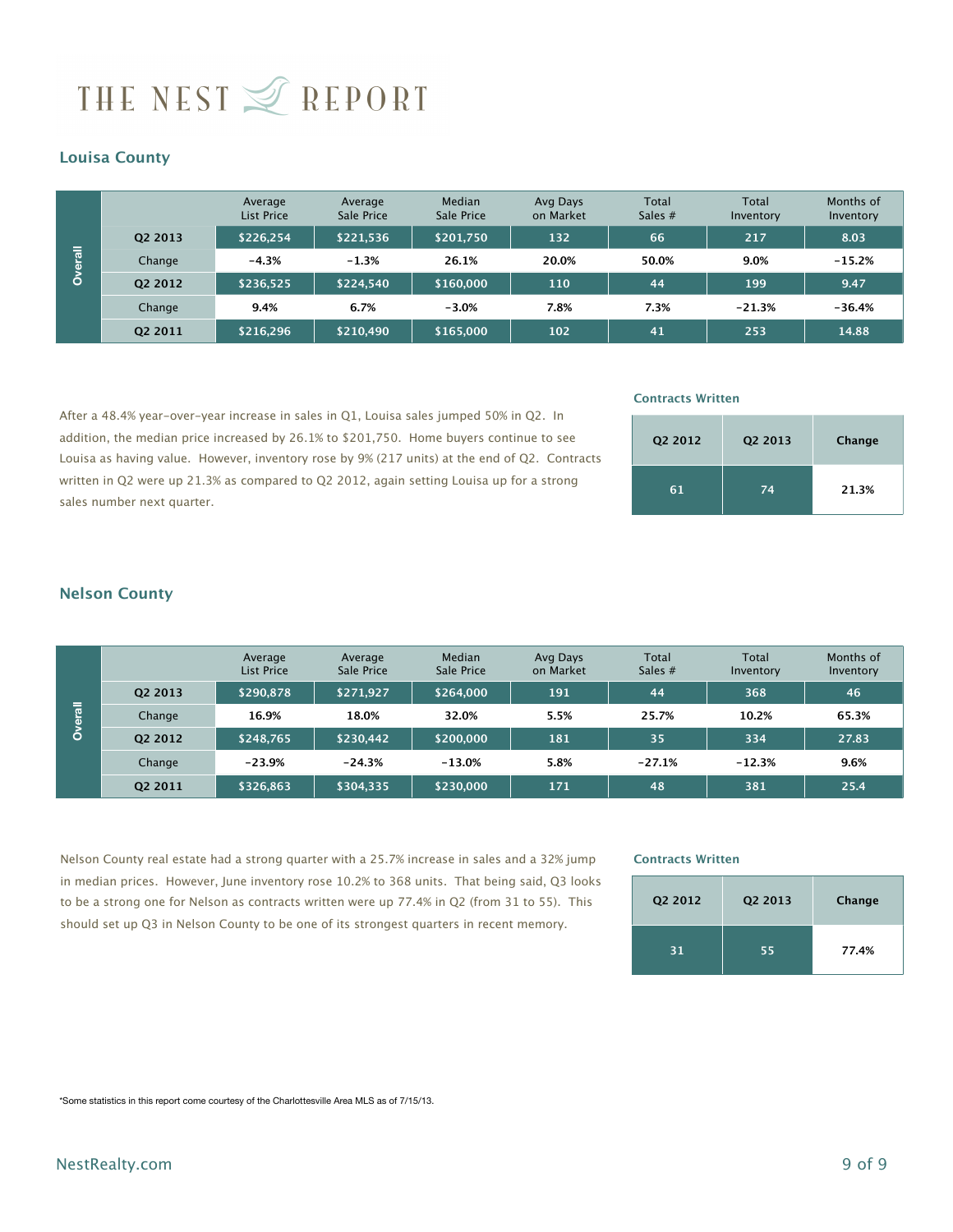# THE NEST REPORT

## Louisa County

| Overall | Average List Price | Average Sale Price | Median Sale Price | Avg Days on Market | Total Sales # | Total Inventory | Months of Inventory |
|---|---|---|---|---|---|---|---|
| Q2 2013 | $226,254 | $221,536 | $201,750 | 132 | 66 | 217 | 8.03 |
| Change | -4.3% | -1.3% | 26.1% | 20.0% | 50.0% | 9.0% | -15.2% |
| Q2 2012 | $236,525 | $224,540 | $160,000 | 110 | 44 | 199 | 9.47 |
| Change | 9.4% | 6.7% | -3.0% | 7.8% | 7.3% | -21.3% | -36.4% |
| Q2 2011 | $216,296 | $210,490 | $165,000 | 102 | 41 | 253 | 14.88 |

After a 48.4% year-over-year increase in sales in Q1, Louisa sales jumped 50% in Q2. In addition, the median price increased by 26.1% to $201,750. Home buyers continue to see Louisa as having value. However, inventory rose by 9% (217 units) at the end of Q2. Contracts written in Q2 were up 21.3% as compared to Q2 2012, again setting Louisa up for a strong sales number next quarter.

**Contracts Written**

| Q2 2012 | Q2 2013 | Change |
|---|---|---|
| 61 | 74 | 21.3% |

## Nelson County

| Overall | Average List Price | Average Sale Price | Median Sale Price | Avg Days on Market | Total Sales # | Total Inventory | Months of Inventory |
|---|---|---|---|---|---|---|---|
| Q2 2013 | $290,878 | $271,927 | $264,000 | 191 | 44 | 368 | 46 |
| Change | 16.9% | 18.0% | 32.0% | 5.5% | 25.7% | 10.2% | 65.3% |
| Q2 2012 | $248,765 | $230,442 | $200,000 | 181 | 35 | 334 | 27.83 |
| Change | -23.9% | -24.3% | -13.0% | 5.8% | -27.1% | -12.3% | 9.6% |
| Q2 2011 | $326,863 | $304,335 | $230,000 | 171 | 48 | 381 | 25.4 |

Nelson County real estate had a strong quarter with a 25.7% increase in sales and a 32% jump in median prices. However, June inventory rose 10.2% to 368 units. That being said, Q3 looks to be a strong one for Nelson as contracts written were up 77.4% in Q2 (from 31 to 55). This should set up Q3 in Nelson County to be one of its strongest quarters in recent memory.

**Contracts Written**

| Q2 2012 | Q2 2013 | Change |
|---|---|---|
| 31 | 55 | 77.4% |

*Some statistics in this report come courtesy of the Charlottesville Area MLS as of 7/15/13.

NestRealty.com